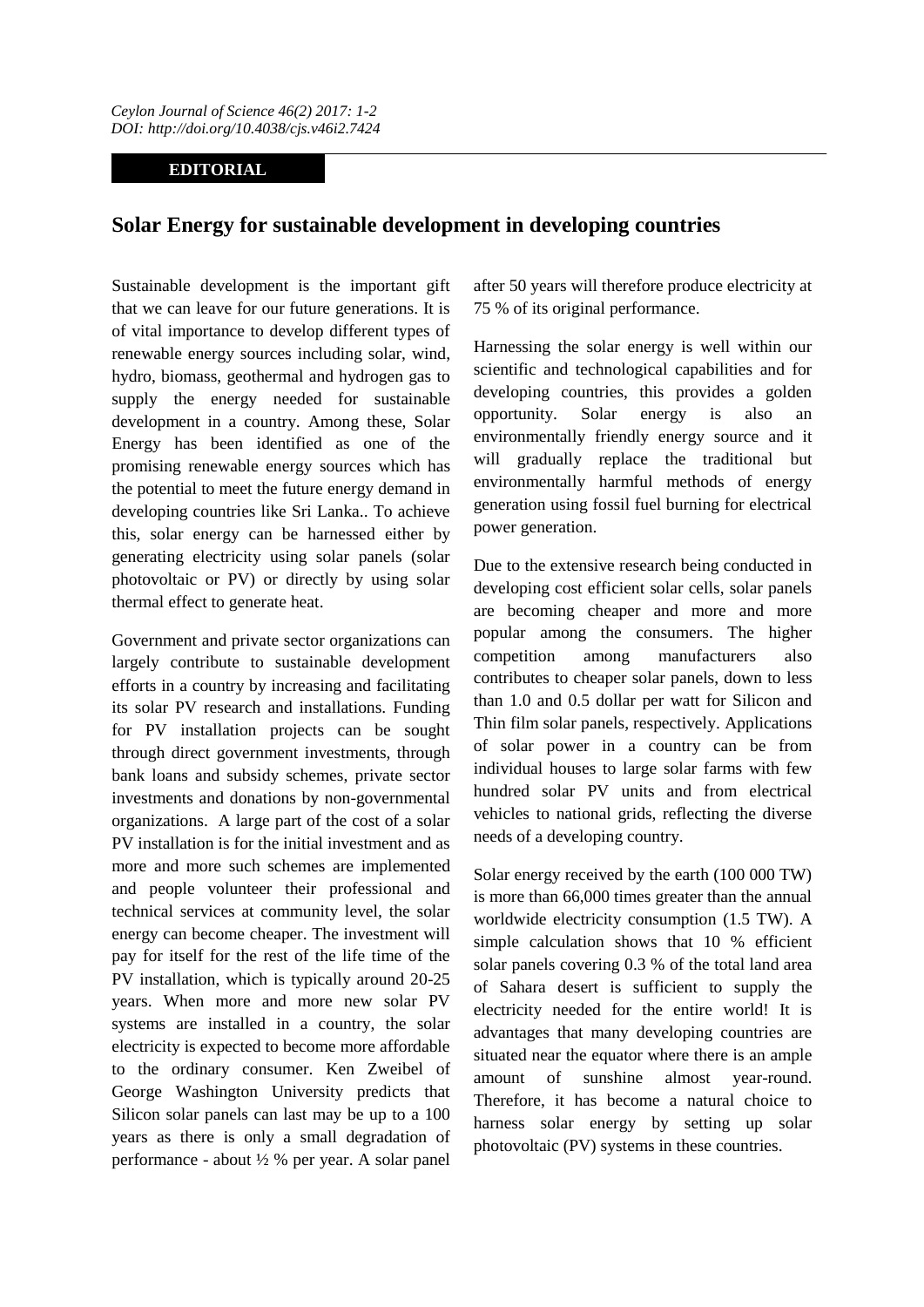**EDITORIAL**

# Solar Energy for sustainable development in developing countries

Sustainable development is the important gift that we can leave for our future generations. It is of vital importance to develop different types of renewable energy sources including solar, wind, hydro, biomass, geothermal and hydrogen gas to supply the energy needed for sustainable development in a country. Among these, Solar Energy has been identified as one of the promising renewable energy sources which has the potential to meet the future energy demand in developing countries like Sri Lanka.. To achieve this, solar energy can be harnessed either by generating electricity using solar panels (solar photovoltaic or PV) or directly by using solar thermal effect to generate heat.

Government and private sector organizations can largely contribute to sustainable development efforts in a country by increasing and facilitating its solar PV research and installations. Funding for PV installation projects can be sought through direct government investments, through bank loans and subsidy schemes, private sector investments and donations by non-governmental organizations. A large part of the cost of a solar PV installation is for the initial investment and as more and more such schemes are implemented and people volunteer their professional and technical services at community level, the solar energy can become cheaper. The investment will pay for itself for the rest of the life time of the PV installation, which is typically around 20-25 years. When more and more new solar PV systems are installed in a country, the solar electricity is expected to become more affordable to the ordinary consumer. Ken Zweibel of George Washington University predicts that Silicon solar panels can last may be up to a 100 years as there is only a small degradation of performance - about ½ % per year. A solar panel after 50 years will therefore produce electricity at 75 % of its original performance.

Harnessing the solar energy is well within our scientific and technological capabilities and for developing countries, this provides a golden opportunity. Solar energy is also an environmentally friendly energy source and it will gradually replace the traditional but environmentally harmful methods of energy generation using fossil fuel burning for electrical power generation.

Due to the extensive research being conducted in developing cost efficient solar cells, solar panels are becoming cheaper and more and more popular among the consumers. The higher competition among manufacturers also contributes to cheaper solar panels, down to less than 1.0 and 0.5 dollar per watt for Silicon and Thin film solar panels, respectively. Applications of solar power in a country can be from individual houses to large solar farms with few hundred solar PV units and from electrical vehicles to national grids, reflecting the diverse needs of a developing country.

Solar energy received by the earth (100 000 TW) is more than 66,000 times greater than the annual worldwide electricity consumption (1.5 TW). A simple calculation shows that 10 % efficient solar panels covering 0.3 % of the total land area of Sahara desert is sufficient to supply the electricity needed for the entire world! It is advantages that many developing countries are situated near the equator where there is an ample amount of sunshine almost year-round. Therefore, it has become a natural choice to harness solar energy by setting up solar photovoltaic (PV) systems in these countries.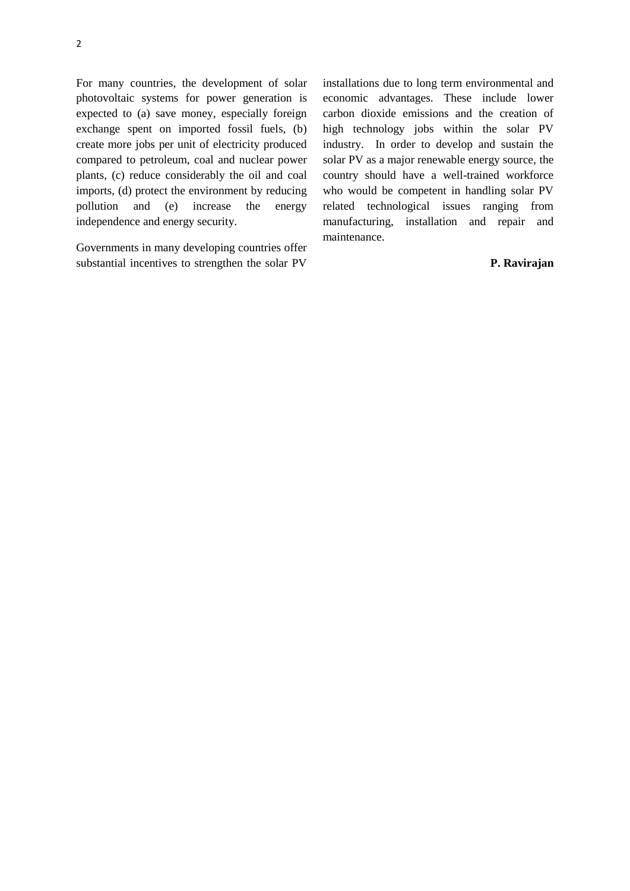For many countries, the development of solar photovoltaic systems for power generation is expected to (a) save money, especially foreign exchange spent on imported fossil fuels, (b) create more jobs per unit of electricity produced compared to petroleum, coal and nuclear power plants, (c) reduce considerably the oil and coal imports, (d) protect the environment by reducing pollution and (e) increase the energy independence and energy security.

Governments in many developing countries offer substantial incentives to strengthen the solar PV installations due to long term environmental and economic advantages. These include lower carbon dioxide emissions and the creation of high technology jobs within the solar PV industry. In order to develop and sustain the solar PV as a major renewable energy source, the country should have a well-trained workforce who would be competent in handling solar PV related technological issues ranging from manufacturing, installation and repair and maintenance.

**P. Ravirajan**